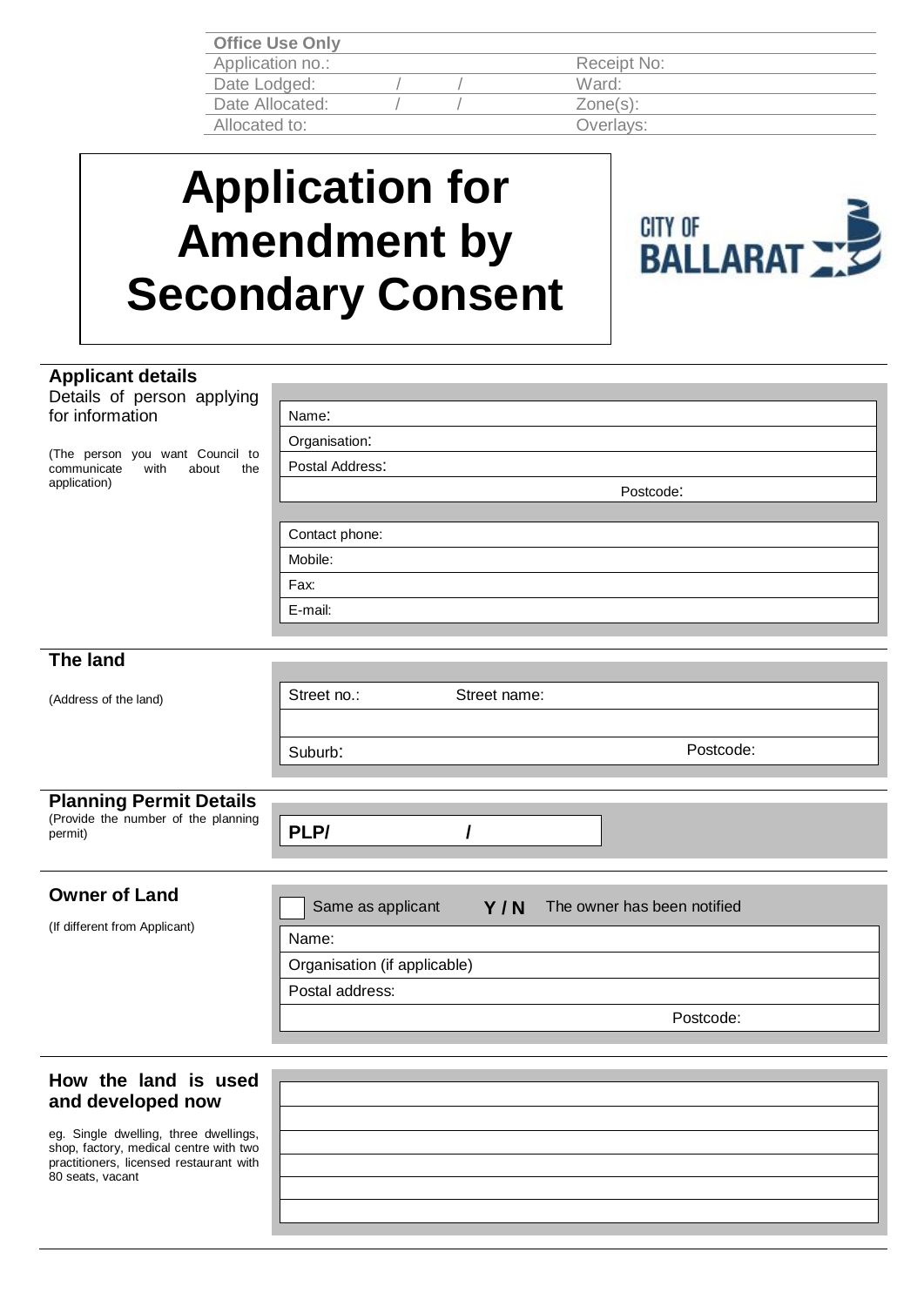| Office Use Only | | | |
|---|---|---|---|
| Application no.: | | Receipt No: | |
| Date Lodged: | / / | Ward: | |
| Date Allocated: | / / | Zone(s): | |
| Allocated to: | | Overlays: | |

# Application for Amendment by Secondary Consent

CITY OF BALLARAT

## Applicant details

Details of person applying for information

(The person you want Council to communicate with about the application)

| |
|---|
| Name: |
| Organisation: |
| Postal Address: |
| Postcode: |
| Contact phone: |
| Mobile: |
| Fax: |
| E-mail: |

## The land

(Address of the land)

| | |
|---|---|
| Street no.: | Street name: |
| | |
| Suburb: | Postcode: |

## Planning Permit Details

(Provide the number of the planning permit)

**PLP/ /**

## Owner of Land

(If different from Applicant)

| | |
|---|---|
| ☐ Same as applicant | **Y / N** The owner has been notified |
| Name: | |
| Organisation (if applicable) | |
| Postal address: | |
| Postcode: | |

## How the land is used and developed now

eg. Single dwelling, three dwellings, shop, factory, medical centre with two practitioners, licensed restaurant with 80 seats, vacant

| |
|---|
| |
| |
| |
| |
| |
| |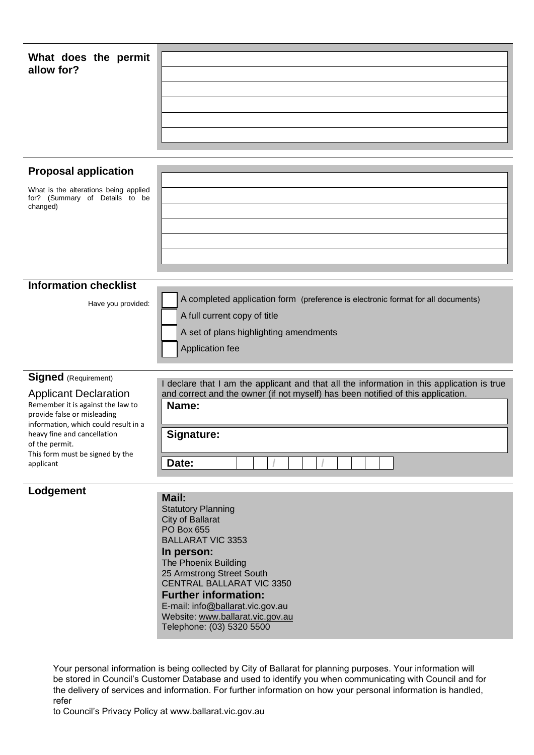**What does the permit allow for?**

## Proposal application

What is the alterations being applied for? (Summary of Details to be changed)

## Information checklist

Have you provided:

- ☐ A completed application form (preference is electronic format for all documents)
- ☐ A full current copy of title
- ☐ A set of plans highlighting amendments
- ☐ Application fee

## Signed (Requirement)

### Applicant Declaration

Remember it is against the law to provide false or misleading information, which could result in a heavy fine and cancellation of the permit.
This form must be signed by the applicant

I declare that I am the applicant and that all the information in this application is true and correct and the owner (if not myself) has been notified of this application.

**Name:**

**Signature:**

**Date:** / /

## Lodgement

**Mail:**
Statutory Planning
City of Ballarat
PO Box 655
BALLARAT VIC 3353

**In person:**
The Phoenix Building
25 Armstrong Street South
CENTRAL BALLARAT VIC 3350

**Further information:**
E-mail: info@ballarat.vic.gov.au
Website: www.ballarat.vic.gov.au
Telephone: (03) 5320 5500

Your personal information is being collected by City of Ballarat for planning purposes. Your information will be stored in Council's Customer Database and used to identify you when communicating with Council and for the delivery of services and information. For further information on how your personal information is handled, refer
to Council's Privacy Policy at www.ballarat.vic.gov.au